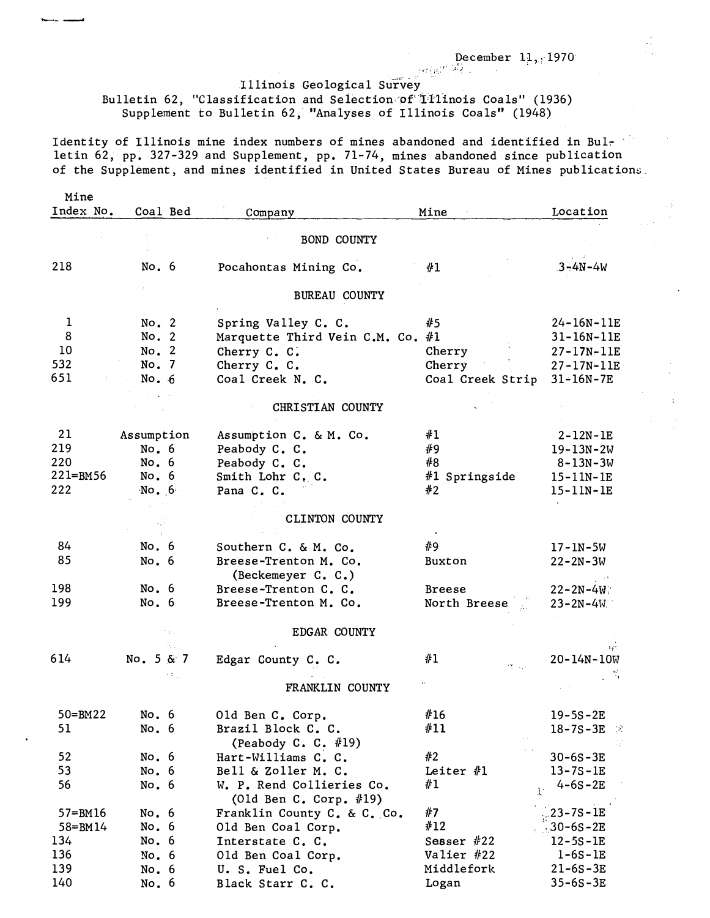December 11, 1970

Illinois Geological Survey
Bulletin 62, "Classification and Selection of Illinois Coals" (1936)
Supplement to Bulletin 62, "Analyses of Illinois Coals" (1948)

Identity of Illinois mine index numbers of mines abandoned and identified in Bulletin 62, pp. 327-329 and Supplement, pp. 71-74, mines abandoned since publication of the Supplement, and mines identified in United States Bureau of Mines publications.

| Mine Index No. | Coal Bed | Company | Mine | Location |
|---|---|---|---|---|
| | | **BOND COUNTY** | | |
| 218 | No. 6 | Pocahontas Mining Co. | #1 | 3-4N-4W |
| | | **BUREAU COUNTY** | | |
| 1 | No. 2 | Spring Valley C. C. | #5 | 24-16N-11E |
| 8 | No. 2 | Marquette Third Vein C.M. Co. | #1 | 31-16N-11E |
| 10 | No. 2 | Cherry C. C. | Cherry | 27-17N-11E |
| 532 | No. 7 | Cherry C. C. | Cherry | 27-17N-11E |
| 651 | No. 6 | Coal Creek N. C. | Coal Creek Strip | 31-16N-7E |
| | | **CHRISTIAN COUNTY** | | |
| 21 | Assumption | Assumption C. & M. Co. | #1 | 2-12N-1E |
| 219 | No. 6 | Peabody C. C. | #9 | 19-13N-2W |
| 220 | No. 6 | Peabody C. C. | #8 | 8-13N-3W |
| 221=BM56 | No. 6 | Smith Lohr C. C. | #1 Springside | 15-11N-1E |
| 222 | No. 6 | Pana C. C. | #2 | 15-11N-1E |
| | | **CLINTON COUNTY** | | |
| 84 | No. 6 | Southern C. & M. Co. | #9 | 17-1N-5W |
| 85 | No. 6 | Breese-Trenton M. Co. (Beckemeyer C. C.) | Buxton | 22-2N-3W |
| 198 | No. 6 | Breese-Trenton C. C. | Breese | 22-2N-4W |
| 199 | No. 6 | Breese-Trenton M. Co. | North Breese | 23-2N-4W |
| | | **EDGAR COUNTY** | | |
| 614 | No. 5 & 7 | Edgar County C. C. | #1 | 20-14N-10W |
| | | **FRANKLIN COUNTY** | | |
| 50=BM22 | No. 6 | Old Ben C. Corp. | #16 | 19-5S-2E |
| 51 | No. 6 | Brazil Block C. C. (Peabody C. C. #19) | #11 | 18-7S-3E |
| 52 | No. 6 | Hart-Williams C. C. | #2 | 30-6S-3E |
| 53 | No. 6 | Bell & Zoller M. C. | Leiter #1 | 13-7S-1E |
| 56 | No. 6 | W. P. Rend Collieries Co. (Old Ben C. Corp. #19) | #1 | 4-6S-2E |
| 57=BM16 | No. 6 | Franklin County C. & C. Co. | #7 | 23-7S-1E |
| 58=BM14 | No. 6 | Old Ben Coal Corp. | #12 | 30-6S-2E |
| 134 | No. 6 | Interstate C. C. | Sesser #22 | 12-5S-1E |
| 136 | No. 6 | Old Ben Coal Corp. | Valier #22 | 1-6S-1E |
| 139 | No. 6 | U. S. Fuel Co. | Middlefork | 21-6S-3E |
| 140 | No. 6 | Black Starr C. C. | Logan | 35-6S-3E |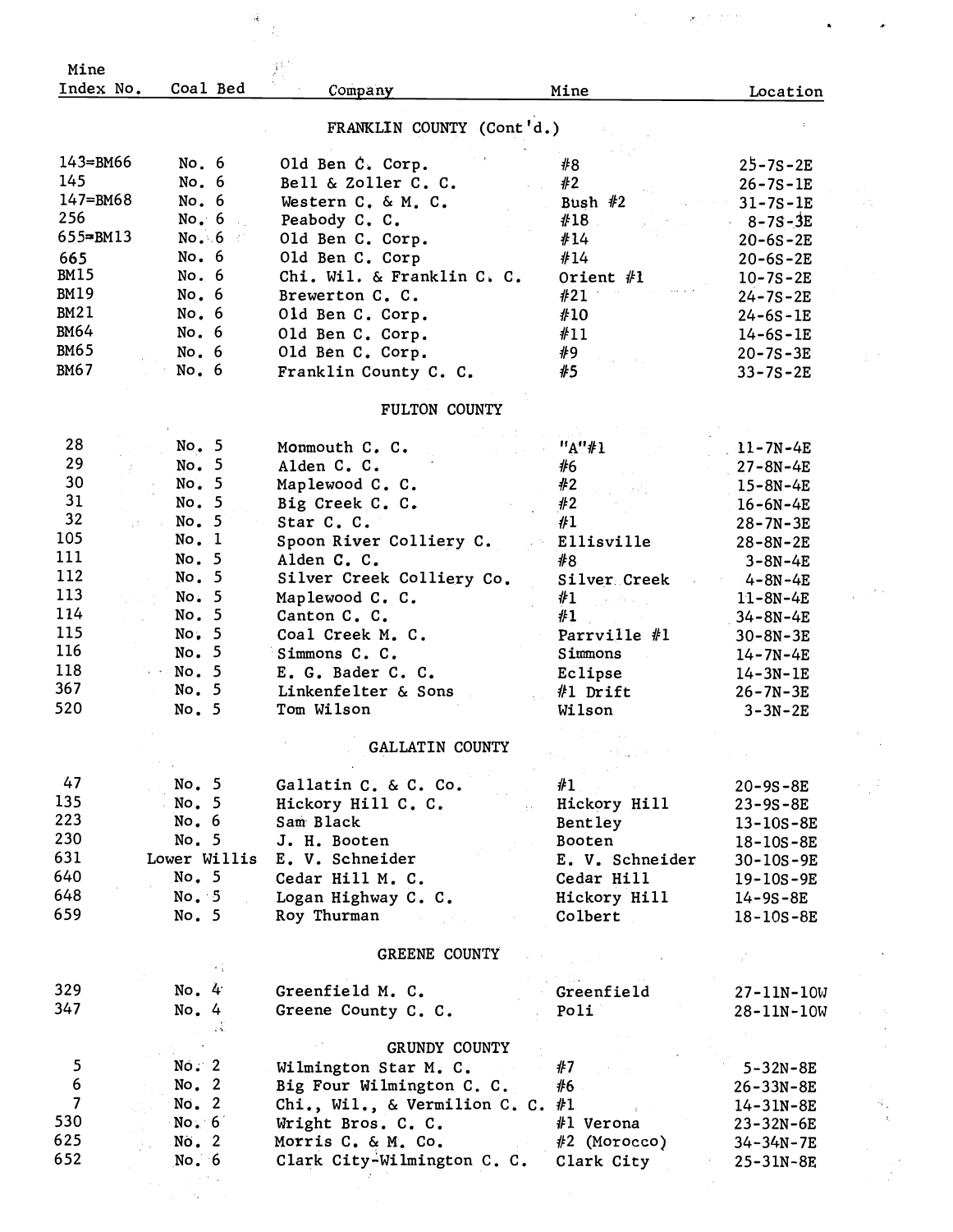| Mine Index No. | Coal Bed | Company | Mine | Location |
|---|---|---|---|---|
| | | FRANKLIN COUNTY (Cont'd.) | | |
| 143=BM66 | No. 6 | Old Ben C. Corp. | #8 | 25-7S-2E |
| 145 | No. 6 | Bell & Zoller C. C. | #2 | 26-7S-1E |
| 147=BM68 | No. 6 | Western C. & M. C. | Bush #2 | 31-7S-1E |
| 256 | No. 6 | Peabody C. C. | #18 | 8-7S-3E |
| 655=BM13 | No. 6 | Old Ben C. Corp. | #14 | 20-6S-2E |
| 665 | No. 6 | Old Ben C. Corp | #14 | 20-6S-2E |
| BM15 | No. 6 | Chi. Wil. & Franklin C. C. | Orient #1 | 10-7S-2E |
| BM19 | No. 6 | Brewerton C. C. | #21 | 24-7S-2E |
| BM21 | No. 6 | Old Ben C. Corp. | #10 | 24-6S-1E |
| BM64 | No. 6 | Old Ben C. Corp. | #11 | 14-6S-1E |
| BM65 | No. 6 | Old Ben C. Corp. | #9 | 20-7S-3E |
| BM67 | No. 6 | Franklin County C. C. | #5 | 33-7S-2E |
| | | FULTON COUNTY | | |
| 28 | No. 5 | Monmouth C. C. | "A"#1 | 11-7N-4E |
| 29 | No. 5 | Alden C. C. | #6 | 27-8N-4E |
| 30 | No. 5 | Maplewood C. C. | #2 | 15-8N-4E |
| 31 | No. 5 | Big Creek C. C. | #2 | 16-6N-4E |
| 32 | No. 5 | Star C. C. | #1 | 28-7N-3E |
| 105 | No. 1 | Spoon River Colliery C. | Ellisville | 28-8N-2E |
| 111 | No. 5 | Alden C. C. | #8 | 3-8N-4E |
| 112 | No. 5 | Silver Creek Colliery Co. | Silver Creek | 4-8N-4E |
| 113 | No. 5 | Maplewood C. C. | #1 | 11-8N-4E |
| 114 | No. 5 | Canton C. C. | #1 | 34-8N-4E |
| 115 | No. 5 | Coal Creek M. C. | Parrville #1 | 30-8N-3E |
| 116 | No. 5 | Simmons C. C. | Simmons | 14-7N-4E |
| 118 | No. 5 | E. G. Bader C. C. | Eclipse | 14-3N-1E |
| 367 | No. 5 | Linkenfelter & Sons | #1 Drift | 26-7N-3E |
| 520 | No. 5 | Tom Wilson | Wilson | 3-3N-2E |
| | | GALLATIN COUNTY | | |
| 47 | No. 5 | Gallatin C. & C. Co. | #1 | 20-9S-8E |
| 135 | No. 5 | Hickory Hill C. C. | Hickory Hill | 23-9S-8E |
| 223 | No. 6 | Sam Black | Bentley | 13-10S-8E |
| 230 | No. 5 | J. H. Booten | Booten | 18-10S-8E |
| 631 | Lower Willis | E. V. Schneider | E. V. Schneider | 30-10S-9E |
| 640 | No. 5 | Cedar Hill M. C. | Cedar Hill | 19-10S-9E |
| 648 | No. 5 | Logan Highway C. C. | Hickory Hill | 14-9S-8E |
| 659 | No. 5 | Roy Thurman | Colbert | 18-10S-8E |
| | | GREENE COUNTY | | |
| 329 | No. 4 | Greenfield M. C. | Greenfield | 27-11N-10W |
| 347 | No. 4 | Greene County C. C. | Poli | 28-11N-10W |
| | | GRUNDY COUNTY | | |
| 5 | No. 2 | Wilmington Star M. C. | #7 | 5-32N-8E |
| 6 | No. 2 | Big Four Wilmington C. C. | #6 | 26-33N-8E |
| 7 | No. 2 | Chi., Wil., & Vermilion C. C. | #1 | 14-31N-8E |
| 530 | No. 6 | Wright Bros. C. C. | #1 Verona | 23-32N-6E |
| 625 | No. 2 | Morris C. & M. Co. | #2 (Morocco) | 34-34N-7E |
| 652 | No. 6 | Clark City-Wilmington C. C. | Clark City | 25-31N-8E |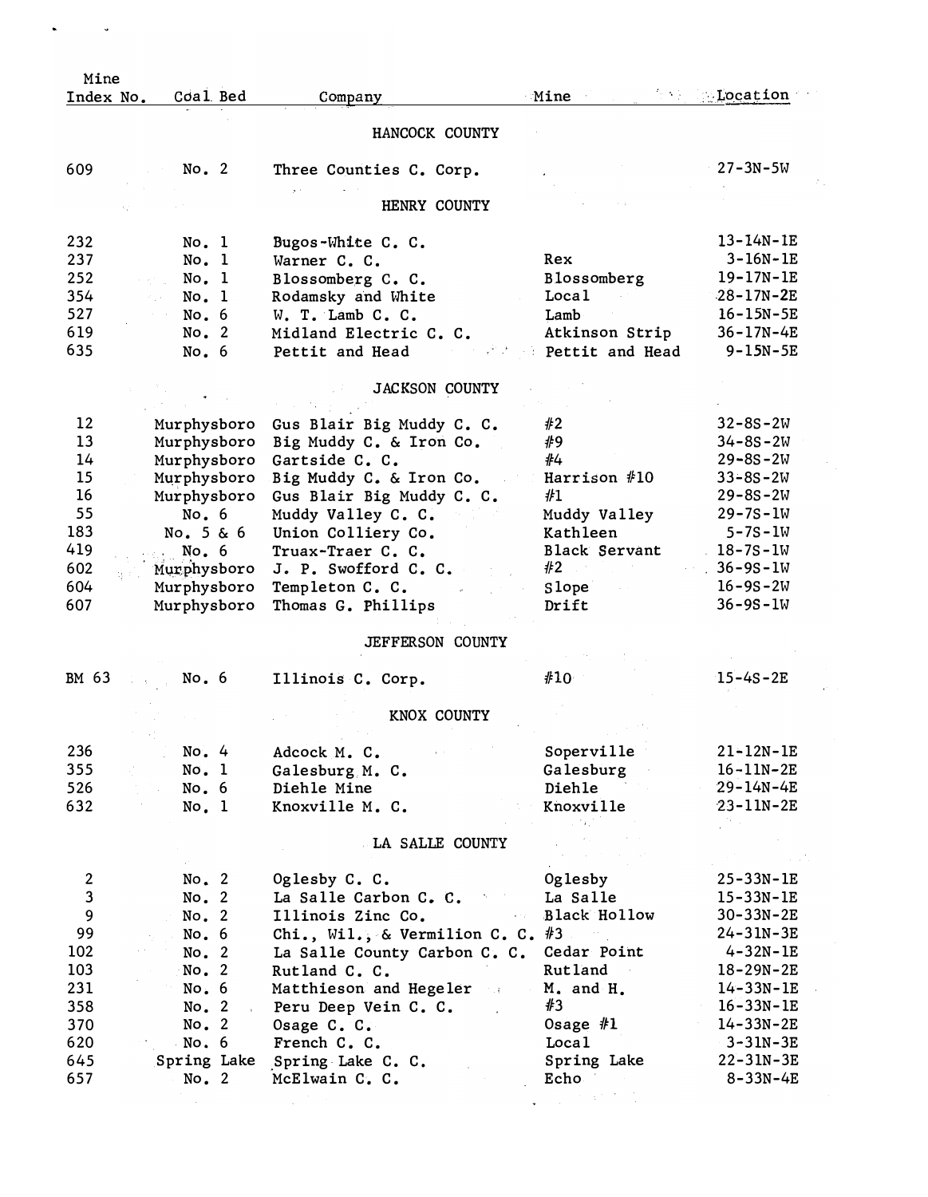| Mine Index No. | Coal Bed | Company | Mine | Location |
|---|---|---|---|---|
| | | HANCOCK COUNTY | | |
| 609 | No. 2 | Three Counties C. Corp. | | 27-3N-5W |
| | | HENRY COUNTY | | |
| 232 | No. 1 | Bugos-White C. C. | | 13-14N-1E |
| 237 | No. 1 | Warner C. C. | Rex | 3-16N-1E |
| 252 | No. 1 | Blossomberg C. C. | Blossomberg | 19-17N-1E |
| 354 | No. 1 | Rodamsky and White | Local | 28-17N-2E |
| 527 | No. 6 | W. T. Lamb C. C. | Lamb | 16-15N-5E |
| 619 | No. 2 | Midland Electric C. C. | Atkinson Strip | 36-17N-4E |
| 635 | No. 6 | Pettit and Head | Pettit and Head | 9-15N-5E |
| | | JACKSON COUNTY | | |
| 12 | Murphysboro | Gus Blair Big Muddy C. C. | #2 | 32-8S-2W |
| 13 | Murphysboro | Big Muddy C. & Iron Co. | #9 | 34-8S-2W |
| 14 | Murphysboro | Gartside C. C. | #4 | 29-8S-2W |
| 15 | Murphysboro | Big Muddy C. & Iron Co. | Harrison #10 | 33-8S-2W |
| 16 | Murphysboro | Gus Blair Big Muddy C. C. | #1 | 29-8S-2W |
| 55 | No. 6 | Muddy Valley C. C. | Muddy Valley | 29-7S-1W |
| 183 | No. 5 & 6 | Union Colliery Co. | Kathleen | 5-7S-1W |
| 419 | No. 6 | Truax-Traer C. C. | Black Servant | 18-7S-1W |
| 602 | Murphysboro | J. P. Swofford C. C. | #2 | 36-9S-1W |
| 604 | Murphysboro | Templeton C. C. | Slope | 16-9S-2W |
| 607 | Murphysboro | Thomas G. Phillips | Drift | 36-9S-1W |
| | | JEFFERSON COUNTY | | |
| BM 63 | No. 6 | Illinois C. Corp. | #10 | 15-4S-2E |
| | | KNOX COUNTY | | |
| 236 | No. 4 | Adcock M. C. | Soperville | 21-12N-1E |
| 355 | No. 1 | Galesburg M. C. | Galesburg | 16-11N-2E |
| 526 | No. 6 | Diehle Mine | Diehle | 29-14N-4E |
| 632 | No. 1 | Knoxville M. C. | Knoxville | 23-11N-2E |
| | | LA SALLE COUNTY | | |
| 2 | No. 2 | Oglesby C. C. | Oglesby | 25-33N-1E |
| 3 | No. 2 | La Salle Carbon C. C. | La Salle | 15-33N-1E |
| 9 | No. 2 | Illinois Zinc Co. | Black Hollow | 30-33N-2E |
| 99 | No. 6 | Chi., Wil., & Vermilion C. C. | #3 | 24-31N-3E |
| 102 | No. 2 | La Salle County Carbon C. C. | Cedar Point | 4-32N-1E |
| 103 | No. 2 | Rutland C. C. | Rutland | 18-29N-2E |
| 231 | No. 6 | Matthieson and Hegeler | M. and H. | 14-33N-1E |
| 358 | No. 2 | Peru Deep Vein C. C. | #3 | 16-33N-1E |
| 370 | No. 2 | Osage C. C. | Osage #1 | 14-33N-2E |
| 620 | No. 6 | French C. C. | Local | 3-31N-3E |
| 645 | Spring Lake | Spring Lake C. C. | Spring Lake | 22-31N-3E |
| 657 | No. 2 | McElwain C. C. | Echo | 8-33N-4E |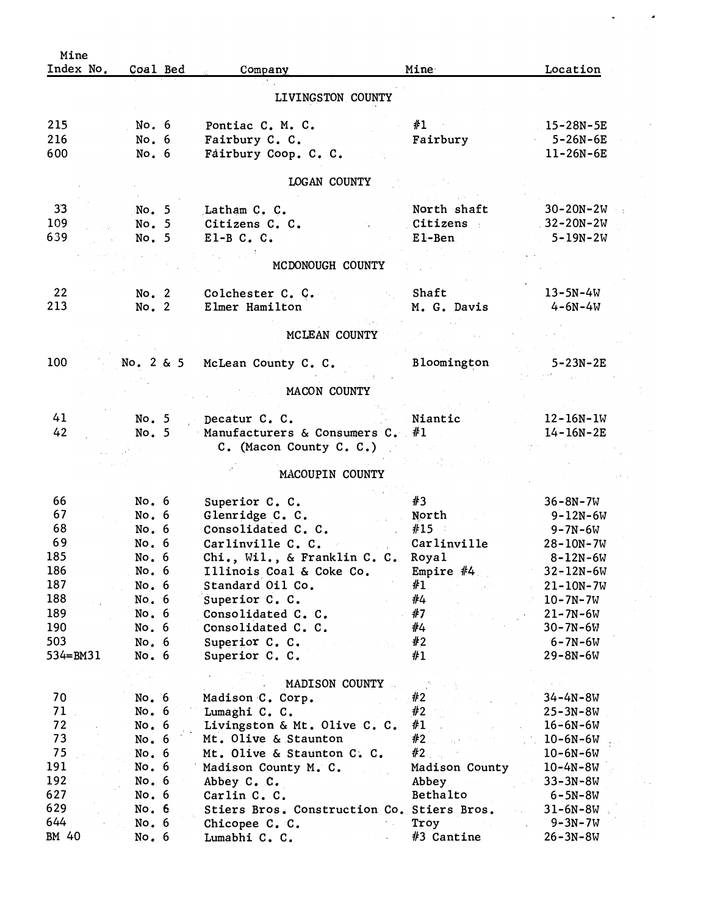| Mine Index No. | Coal Bed | Company | Mine | Location |
|---|---|---|---|---|
| | | LIVINGSTON COUNTY | | |
| 215 | No. 6 | Pontiac C. M. C. | #1 | 15-28N-5E |
| 216 | No. 6 | Fairbury C. C. | Fairbury | 5-26N-6E |
| 600 | No. 6 | Fairbury Coop. C. C. | | 11-26N-6E |
| | | LOGAN COUNTY | | |
| 33 | No. 5 | Latham C. C. | North shaft | 30-20N-2W |
| 109 | No. 5 | Citizens C. C. | Citizens | 32-20N-2W |
| 639 | No. 5 | El-B C. C. | El-Ben | 5-19N-2W |
| | | MCDONOUGH COUNTY | | |
| 22 | No. 2 | Colchester C. C. | Shaft | 13-5N-4W |
| 213 | No. 2 | Elmer Hamilton | M. G. Davis | 4-6N-4W |
| | | MCLEAN COUNTY | | |
| 100 | No. 2 & 5 | McLean County C. C. | Bloomington | 5-23N-2E |
| | | MACON COUNTY | | |
| 41 | No. 5 | Decatur C. C. | Niantic | 12-16N-1W |
| 42 | No. 5 | Manufacturers & Consumers C. C. (Macon County C. C.) | #1 | 14-16N-2E |
| | | MACOUPIN COUNTY | | |
| 66 | No. 6 | Superior C. C. | #3 | 36-8N-7W |
| 67 | No. 6 | Glenridge C. C. | North | 9-12N-6W |
| 68 | No. 6 | Consolidated C. C. | #15 | 9-7N-6W |
| 69 | No. 6 | Carlinville C. C. | Carlinville | 28-10N-7W |
| 185 | No. 6 | Chi., Wil., & Franklin C. C. | Royal | 8-12N-6W |
| 186 | No. 6 | Illinois Coal & Coke Co. | Empire #4 | 32-12N-6W |
| 187 | No. 6 | Standard Oil Co. | #1 | 21-10N-7W |
| 188 | No. 6 | Superior C. C. | #4 | 10-7N-7W |
| 189 | No. 6 | Consolidated C. C. | #7 | 21-7N-6W |
| 190 | No. 6 | Consolidated C. C. | #4 | 30-7N-6W |
| 503 | No. 6 | Superior C. C. | #2 | 6-7N-6W |
| 534=BM31 | No. 6 | Superior C. C. | #1 | 29-8N-6W |
| | | MADISON COUNTY | | |
| 70 | No. 6 | Madison C. Corp. | #2 | 34-4N-8W |
| 71 | No. 6 | Lumaghi C. C. | #2 | 25-3N-8W |
| 72 | No. 6 | Livingston & Mt. Olive C. C. | #1 | 16-6N-6W |
| 73 | No. 6 | Mt. Olive & Staunton | #2 | 10-6N-6W |
| 75 | No. 6 | Mt. Olive & Staunton C. C. | #2 | 10-6N-6W |
| 191 | No. 6 | Madison County M. C. | Madison County | 10-4N-8W |
| 192 | No. 6 | Abbey C. C. | Abbey | 33-3N-8W |
| 627 | No. 6 | Carlin C. C. | Bethalto | 6-5N-8W |
| 629 | No. 6 | Stiers Bros. Construction Co. | Stiers Bros. | 31-6N-8W |
| 644 | No. 6 | Chicopee C. C. | Troy | 9-3N-7W |
| BM 40 | No. 6 | Lumabhi C. C. | #3 Cantine | 26-3N-8W |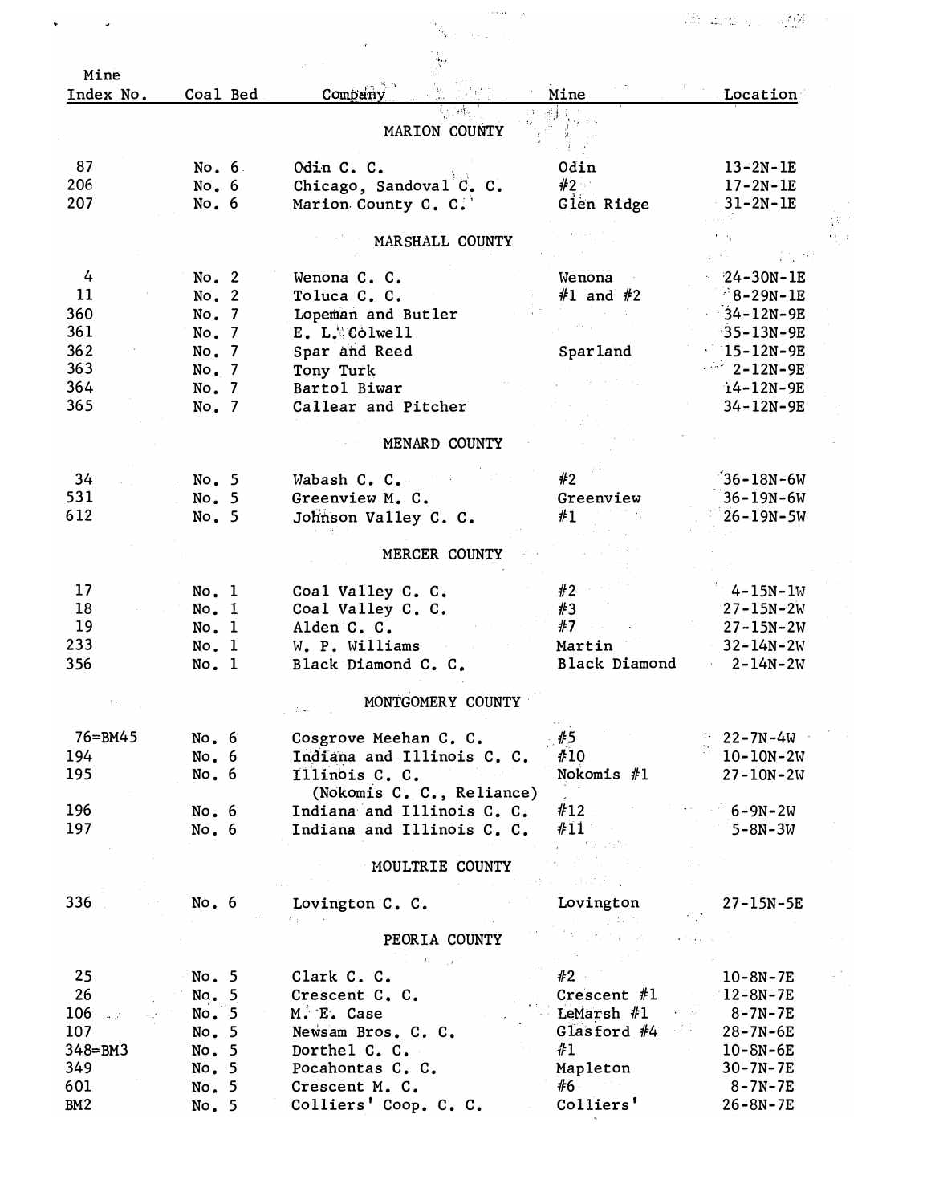| Mine Index No. | Coal Bed | Company | Mine | Location |
|---|---|---|---|---|
| | | **MARION COUNTY** | | |
| 87 | No. 6 | Odin C. C. | Odin | 13-2N-1E |
| 206 | No. 6 | Chicago, Sandoval C. C. | #2 | 17-2N-1E |
| 207 | No. 6 | Marion County C. C. | Glen Ridge | 31-2N-1E |
| | | **MARSHALL COUNTY** | | |
| 4 | No. 2 | Wenona C. C. | Wenona | 24-30N-1E |
| 11 | No. 2 | Toluca C. C. | #1 and #2 | 8-29N-1E |
| 360 | No. 7 | Lopeman and Butler | | 34-12N-9E |
| 361 | No. 7 | E. L. Colwell | | 35-13N-9E |
| 362 | No. 7 | Spar and Reed | Sparland | 15-12N-9E |
| 363 | No. 7 | Tony Turk | | 2-12N-9E |
| 364 | No. 7 | Bartol Biwar | | 14-12N-9E |
| 365 | No. 7 | Callear and Pitcher | | 34-12N-9E |
| | | **MENARD COUNTY** | | |
| 34 | No. 5 | Wabash C. C. | #2 | 36-18N-6W |
| 531 | No. 5 | Greenview M. C. | Greenview | 36-19N-6W |
| 612 | No. 5 | Johnson Valley C. C. | #1 | 26-19N-5W |
| | | **MERCER COUNTY** | | |
| 17 | No. 1 | Coal Valley C. C. | #2 | 4-15N-1W |
| 18 | No. 1 | Coal Valley C. C. | #3 | 27-15N-2W |
| 19 | No. 1 | Alden C. C. | #7 | 27-15N-2W |
| 233 | No. 1 | W. P. Williams | Martin | 32-14N-2W |
| 356 | No. 1 | Black Diamond C. C. | Black Diamond | 2-14N-2W |
| | | **MONTGOMERY COUNTY** | | |
| 76=BM45 | No. 6 | Cosgrove Meehan C. C. | #5 | 22-7N-4W |
| 194 | No. 6 | Indiana and Illinois C. C. | #10 | 10-10N-2W |
| 195 | No. 6 | Illinois C. C. (Nokomis C. C., Reliance) | Nokomis #1 | 27-10N-2W |
| 196 | No. 6 | Indiana and Illinois C. C. | #12 | 6-9N-2W |
| 197 | No. 6 | Indiana and Illinois C. C. | #11 | 5-8N-3W |
| | | **MOULTRIE COUNTY** | | |
| 336 | No. 6 | Lovington C. C. | Lovington | 27-15N-5E |
| | | **PEORIA COUNTY** | | |
| 25 | No. 5 | Clark C. C. | #2 | 10-8N-7E |
| 26 | No. 5 | Crescent C. C. | Crescent #1 | 12-8N-7E |
| 106 | No. 5 | M. E. Case | LeMarsh #1 | 8-7N-7E |
| 107 | No. 5 | Newsam Bros. C. C. | Glasford #4 | 28-7N-6E |
| 348=BM3 | No. 5 | Dorthel C. C. | #1 | 10-8N-6E |
| 349 | No. 5 | Pocahontas C. C. | Mapleton | 30-7N-7E |
| 601 | No. 5 | Crescent M. C. | #6 | 8-7N-7E |
| BM2 | No. 5 | Colliers' Coop. C. C. | Colliers' | 26-8N-7E |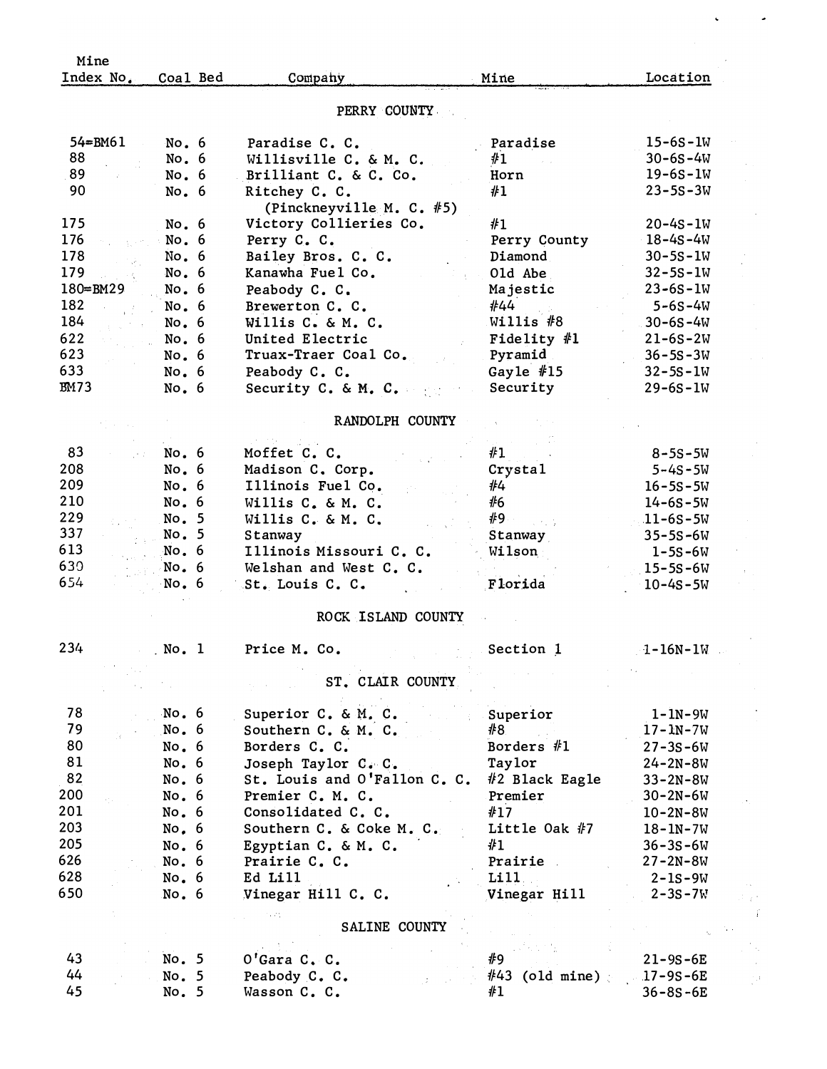| Mine Index No. | Coal Bed | Company | Mine | Location |
|---|---|---|---|---|
| | | PERRY COUNTY | | |
| 54=BM61 | No. 6 | Paradise C. C. | Paradise | 15-6S-1W |
| 88 | No. 6 | Willisville C. & M. C. | #1 | 30-6S-4W |
| 89 | No. 6 | Brilliant C. & C. Co. | Horn | 19-6S-1W |
| 90 | No. 6 | Ritchey C. C. (Pinckneyville M. C. #5) | #1 | 23-5S-3W |
| 175 | No. 6 | Victory Collieries Co. | #1 | 20-4S-1W |
| 176 | No. 6 | Perry C. C. | Perry County | 18-4S-4W |
| 178 | No. 6 | Bailey Bros. C. C. | Diamond | 30-5S-1W |
| 179 | No. 6 | Kanawha Fuel Co. | Old Abe | 32-5S-1W |
| 180=BM29 | No. 6 | Peabody C. C. | Majestic | 23-6S-1W |
| 182 | No. 6 | Brewerton C. C. | #44 | 5-6S-4W |
| 184 | No. 6 | Willis C. & M. C. | Willis #8 | 30-6S-4W |
| 622 | No. 6 | United Electric | Fidelity #1 | 21-6S-2W |
| 623 | No. 6 | Truax-Traer Coal Co. | Pyramid | 36-5S-3W |
| 633 | No. 6 | Peabody C. C. | Gayle #15 | 32-5S-1W |
| BM73 | No. 6 | Security C. & M. C. | Security | 29-6S-1W |
| | | RANDOLPH COUNTY | | |
| 83 | No. 6 | Moffet C. C. | #1 | 8-5S-5W |
| 208 | No. 6 | Madison C. Corp. | Crystal | 5-4S-5W |
| 209 | No. 6 | Illinois Fuel Co. | #4 | 16-5S-5W |
| 210 | No. 6 | Willis C. & M. C. | #6 | 14-6S-5W |
| 229 | No. 5 | Willis C. & M. C. | #9 | 11-6S-5W |
| 337 | No. 5 | Stanway | Stanway | 35-5S-6W |
| 613 | No. 6 | Illinois Missouri C. C. | Wilson | 1-5S-6W |
| 630 | No. 6 | Welshan and West C. C. | | 15-5S-6W |
| 654 | No. 6 | St. Louis C. C. | Florida | 10-4S-5W |
| | | ROCK ISLAND COUNTY | | |
| 234 | No. 1 | Price M. Co. | Section 1 | 1-16N-1W |
| | | ST. CLAIR COUNTY | | |
| 78 | No. 6 | Superior C. & M. C. | Superior | 1-1N-9W |
| 79 | No. 6 | Southern C. & M. C. | #8 | 17-1N-7W |
| 80 | No. 6 | Borders C. C. | Borders #1 | 27-3S-6W |
| 81 | No. 6 | Joseph Taylor C. C. | Taylor | 24-2N-8W |
| 82 | No. 6 | St. Louis and O'Fallon C. C. | #2 Black Eagle | 33-2N-8W |
| 200 | No. 6 | Premier C. M. C. | Premier | 30-2N-6W |
| 201 | No. 6 | Consolidated C. C. | #17 | 10-2N-8W |
| 203 | No. 6 | Southern C. & Coke M. C. | Little Oak #7 | 18-1N-7W |
| 205 | No. 6 | Egyptian C. & M. C. | #1 | 36-3S-6W |
| 626 | No. 6 | Prairie C. C. | Prairie | 27-2N-8W |
| 628 | No. 6 | Ed Lill | Lill | 2-1S-9W |
| 650 | No. 6 | Vinegar Hill C. C. | Vinegar Hill | 2-3S-7W |
| | | SALINE COUNTY | | |
| 43 | No. 5 | O'Gara C. C. | #9 | 21-9S-6E |
| 44 | No. 5 | Peabody C. C. | #43 (old mine) | 17-9S-6E |
| 45 | No. 5 | Wasson C. C. | #1 | 36-8S-6E |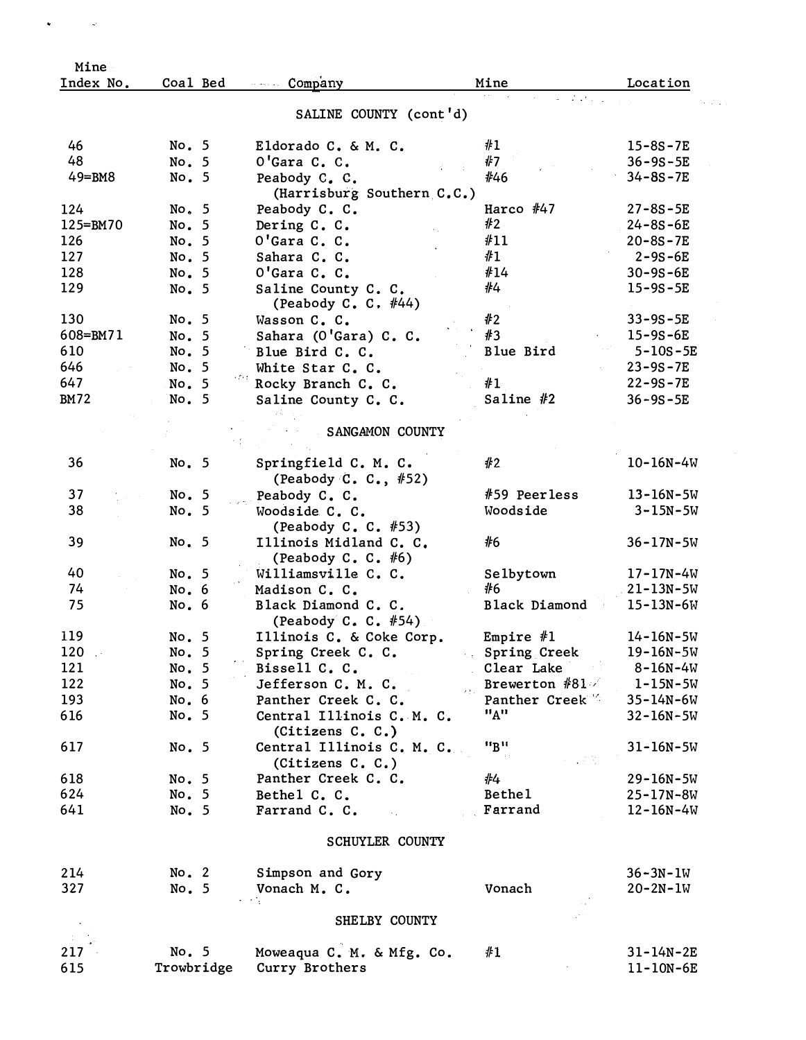| Mine Index No. | Coal Bed | Company | Mine | Location |
|---|---|---|---|---|
| | | **SALINE COUNTY (cont'd)** | | |
| 46 | No. 5 | Eldorado C. & M. C. | #1 | 15-8S-7E |
| 48 | No. 5 | O'Gara C. C. | #7 | 36-9S-5E |
| 49=BM8 | No. 5 | Peabody C. C. (Harrisburg Southern C.C.) | #46 | 34-8S-7E |
| 124 | No. 5 | Peabody C. C. | Harco #47 | 27-8S-5E |
| 125=BM70 | No. 5 | Dering C. C. | #2 | 24-8S-6E |
| 126 | No. 5 | O'Gara C. C. | #11 | 20-8S-7E |
| 127 | No. 5 | Sahara C. C. | #1 | 2-9S-6E |
| 128 | No. 5 | O'Gara C. C. | #14 | 30-9S-6E |
| 129 | No. 5 | Saline County C. C. (Peabody C. C. #44) | #4 | 15-9S-5E |
| 130 | No. 5 | Wasson C. C. | #2 | 33-9S-5E |
| 608=BM71 | No. 5 | Sahara (O'Gara) C. C. | #3 | 15-9S-6E |
| 610 | No. 5 | Blue Bird C. C. | Blue Bird | 5-10S-5E |
| 646 | No. 5 | White Star C. C. | | 23-9S-7E |
| 647 | No. 5 | Rocky Branch C. C. | #1 | 22-9S-7E |
| BM72 | No. 5 | Saline County C. C. | Saline #2 | 36-9S-5E |
| | | **SANGAMON COUNTY** | | |
| 36 | No. 5 | Springfield C. M. C. (Peabody C. C., #52) | #2 | 10-16N-4W |
| 37 | No. 5 | Peabody C. C. | #59 Peerless | 13-16N-5W |
| 38 | No. 5 | Woodside C. C. (Peabody C. C. #53) | Woodside | 3-15N-5W |
| 39 | No. 5 | Illinois Midland C. C. (Peabody C. C. #6) | #6 | 36-17N-5W |
| 40 | No. 5 | Williamsville C. C. | Selbytown | 17-17N-4W |
| 74 | No. 6 | Madison C. C. | #6 | 21-13N-5W |
| 75 | No. 6 | Black Diamond C. C. (Peabody C. C. #54) | Black Diamond | 15-13N-6W |
| 119 | No. 5 | Illinois C. & Coke Corp. | Empire #1 | 14-16N-5W |
| 120 | No. 5 | Spring Creek C. C. | Spring Creek | 19-16N-5W |
| 121 | No. 5 | Bissell C. C. | Clear Lake | 8-16N-4W |
| 122 | No. 5 | Jefferson C. M. C. | Brewerton #81 | 1-15N-5W |
| 193 | No. 6 | Panther Creek C. C. | Panther Creek | 35-14N-6W |
| 616 | No. 5 | Central Illinois C. M. C. (Citizens C. C.) | "A" | 32-16N-5W |
| 617 | No. 5 | Central Illinois C. M. C. (Citizens C. C.) | "B" | 31-16N-5W |
| 618 | No. 5 | Panther Creek C. C. | #4 | 29-16N-5W |
| 624 | No. 5 | Bethel C. C. | Bethel | 25-17N-8W |
| 641 | No. 5 | Farrand C. C. | Farrand | 12-16N-4W |
| | | **SCHUYLER COUNTY** | | |
| 214 | No. 2 | Simpson and Gory | | 36-3N-1W |
| 327 | No. 5 | Vonach M. C. | Vonach | 20-2N-1W |
| | | **SHELBY COUNTY** | | |
| 217 | No. 5 | Moweaqua C. M. & Mfg. Co. | #1 | 31-14N-2E |
| 615 | Trowbridge | Curry Brothers | | 11-10N-6E |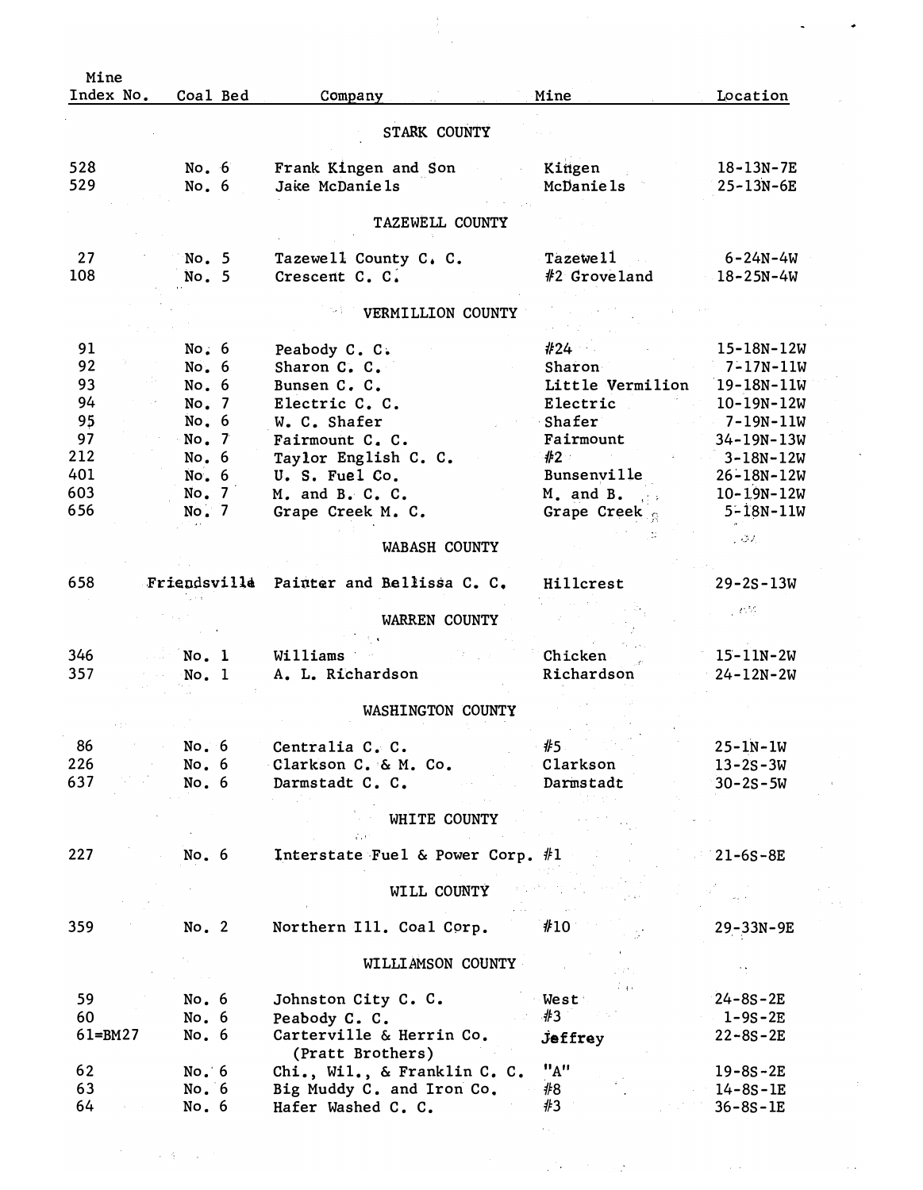| Mine Index No. | Coal Bed | Company | Mine | Location |
|---|---|---|---|---|
| | | **STARK COUNTY** | | |
| 528 | No. 6 | Frank Kingen and Son | Kingen | 18-13N-7E |
| 529 | No. 6 | Jake McDaniels | McDaniels | 25-13N-6E |
| | | **TAZEWELL COUNTY** | | |
| 27 | No. 5 | Tazewell County C. C. | Tazewell | 6-24N-4W |
| 108 | No. 5 | Crescent C. C. | #2 Groveland | 18-25N-4W |
| | | **VERMILLION COUNTY** | | |
| 91 | No. 6 | Peabody C. C. | #24 | 15-18N-12W |
| 92 | No. 6 | Sharon C. C. | Sharon | 7-17N-11W |
| 93 | No. 6 | Bunsen C. C. | Little Vermilion | 19-18N-11W |
| 94 | No. 7 | Electric C. C. | Electric | 10-19N-12W |
| 95 | No. 6 | W. C. Shafer | Shafer | 7-19N-11W |
| 97 | No. 7 | Fairmount C. C. | Fairmount | 34-19N-13W |
| 212 | No. 6 | Taylor English C. C. | #2 | 3-18N-12W |
| 401 | No. 6 | U. S. Fuel Co. | Bunsenville | 26-18N-12W |
| 603 | No. 7 | M. and B. C. C. | M. and B. | 10-19N-12W |
| 656 | No. 7 | Grape Creek M. C. | Grape Creek | 5-18N-11W |
| | | **WABASH COUNTY** | | |
| 658 | Friendsville | Painter and Bellissa C. C. | Hillcrest | 29-2S-13W |
| | | **WARREN COUNTY** | | |
| 346 | No. 1 | Williams | Chicken | 15-11N-2W |
| 357 | No. 1 | A. L. Richardson | Richardson | 24-12N-2W |
| | | **WASHINGTON COUNTY** | | |
| 86 | No. 6 | Centralia C. C. | #5 | 25-1N-1W |
| 226 | No. 6 | Clarkson C. & M. Co. | Clarkson | 13-2S-3W |
| 637 | No. 6 | Darmstadt C. C. | Darmstadt | 30-2S-5W |
| | | **WHITE COUNTY** | | |
| 227 | No. 6 | Interstate Fuel & Power Corp. | #1 | 21-6S-8E |
| | | **WILL COUNTY** | | |
| 359 | No. 2 | Northern Ill. Coal Corp. | #10 | 29-33N-9E |
| | | **WILLIAMSON COUNTY** | | |
| 59 | No. 6 | Johnston City C. C. | West | 24-8S-2E |
| 60 | No. 6 | Peabody C. C. | #3 | 1-9S-2E |
| 61=BM27 | No. 6 | Carterville & Herrin Co. (Pratt Brothers) | Jeffrey | 22-8S-2E |
| 62 | No. 6 | Chi., Wil., & Franklin C. C. | "A" | 19-8S-2E |
| 63 | No. 6 | Big Muddy C. and Iron Co. | #8 | 14-8S-1E |
| 64 | No. 6 | Hafer Washed C. C. | #3 | 36-8S-1E |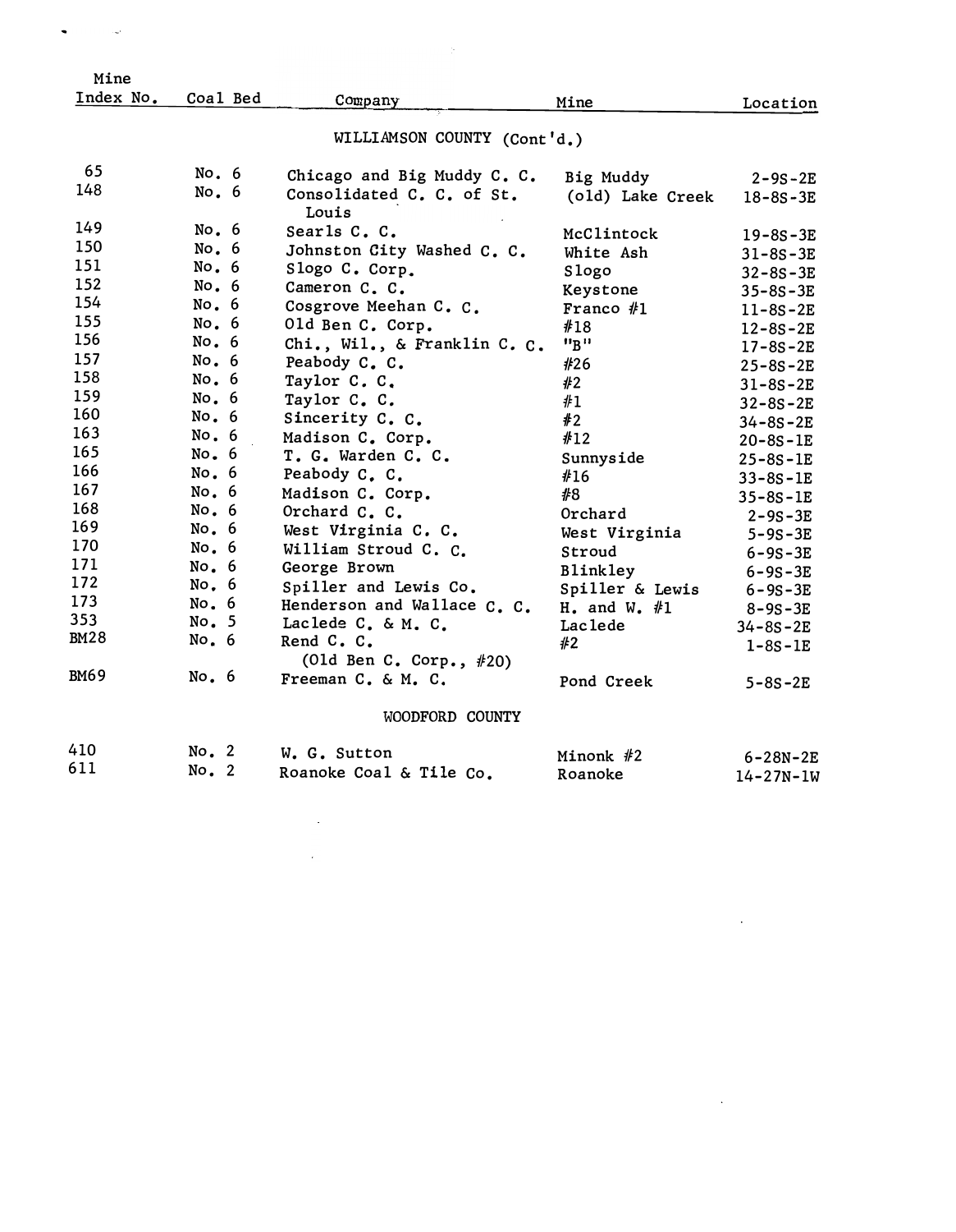| Mine Index No. | Coal Bed | Company | Mine | Location |
|---|---|---|---|---|
| | | WILLIAMSON COUNTY (Cont'd.) | | |
| 65 | No. 6 | Chicago and Big Muddy C. C. | Big Muddy | 2-9S-2E |
| 148 | No. 6 | Consolidated C. C. of St. Louis | (old) Lake Creek | 18-8S-3E |
| 149 | No. 6 | Searls C. C. | McClintock | 19-8S-3E |
| 150 | No. 6 | Johnston City Washed C. C. | White Ash | 31-8S-3E |
| 151 | No. 6 | Slogo C. Corp. | Slogo | 32-8S-3E |
| 152 | No. 6 | Cameron C. C. | Keystone | 35-8S-3E |
| 154 | No. 6 | Cosgrove Meehan C. C. | Franco #1 | 11-8S-2E |
| 155 | No. 6 | Old Ben C. Corp. | #18 | 12-8S-2E |
| 156 | No. 6 | Chi., Wil., & Franklin C. C. | "B" | 17-8S-2E |
| 157 | No. 6 | Peabody C. C. | #26 | 25-8S-2E |
| 158 | No. 6 | Taylor C. C. | #2 | 31-8S-2E |
| 159 | No. 6 | Taylor C. C. | #1 | 32-8S-2E |
| 160 | No. 6 | Sincerity C. C. | #2 | 34-8S-2E |
| 163 | No. 6 | Madison C. Corp. | #12 | 20-8S-1E |
| 165 | No. 6 | T. G. Warden C. C. | Sunnyside | 25-8S-1E |
| 166 | No. 6 | Peabody C. C. | #16 | 33-8S-1E |
| 167 | No. 6 | Madison C. Corp. | #8 | 35-8S-1E |
| 168 | No. 6 | Orchard C. C. | Orchard | 2-9S-3E |
| 169 | No. 6 | West Virginia C. C. | West Virginia | 5-9S-3E |
| 170 | No. 6 | William Stroud C. C. | Stroud | 6-9S-3E |
| 171 | No. 6 | George Brown | Blinkley | 6-9S-3E |
| 172 | No. 6 | Spiller and Lewis Co. | Spiller & Lewis | 6-9S-3E |
| 173 | No. 6 | Henderson and Wallace C. C. | H. and W. #1 | 8-9S-3E |
| 353 | No. 5 | Laclede C. & M. C. | Laclede | 34-8S-2E |
| BM28 | No. 6 | Rend C. C. (Old Ben C. Corp., #20) | #2 | 1-8S-1E |
| BM69 | No. 6 | Freeman C. & M. C. | Pond Creek | 5-8S-2E |
| | | WOODFORD COUNTY | | |
| 410 | No. 2 | W. G. Sutton | Minonk #2 | 6-28N-2E |
| 611 | No. 2 | Roanoke Coal & Tile Co. | Roanoke | 14-27N-1W |